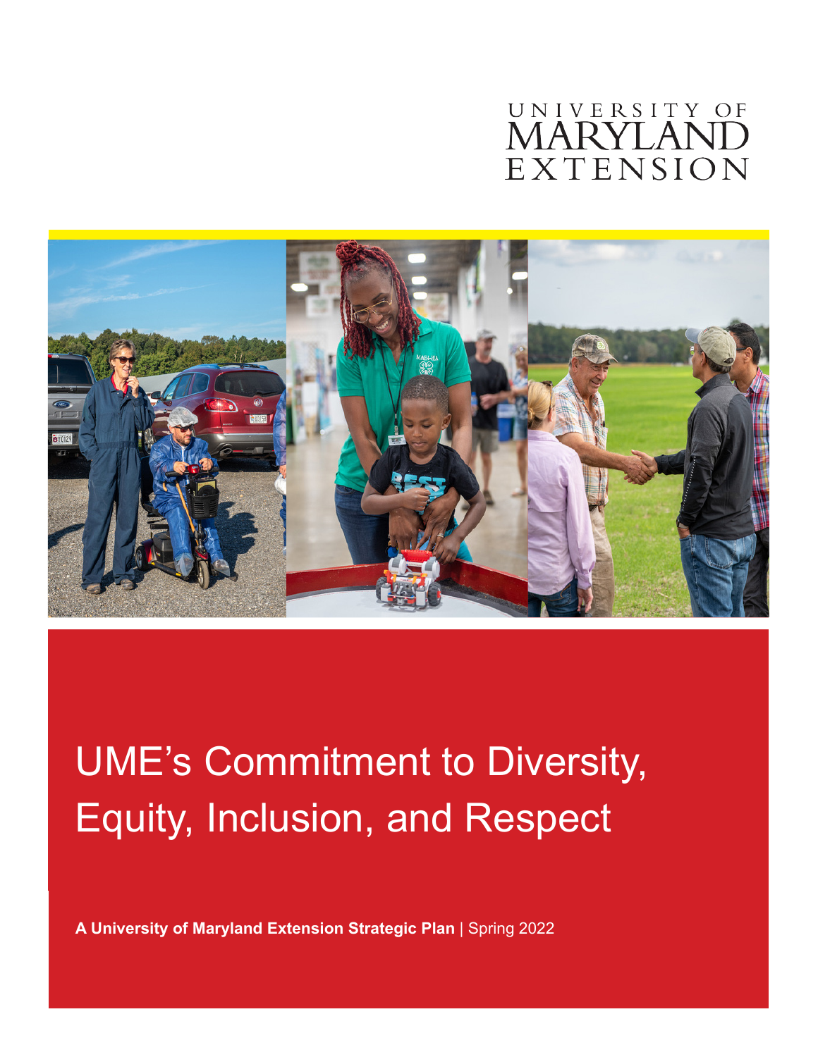UNIVERSITY OF MARYLAND EXTENSION

# UME's Commitment to Diversity, Equity, Inclusion, and Respect

**A University of Maryland Extension Strategic Plan** | Spring 2022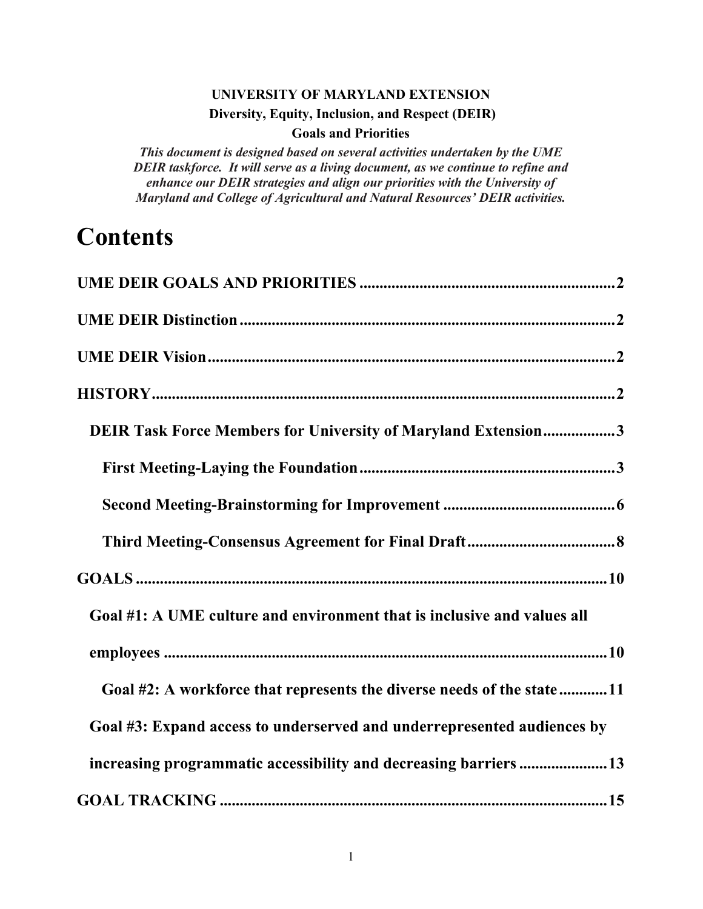**UNIVERSITY OF MARYLAND EXTENSION**

**Diversity, Equity, Inclusion, and Respect (DEIR)**

**Goals and Priorities**

***This document is designed based on several activities undertaken by the UME DEIR taskforce. It will serve as a living document, as we continue to refine and enhance our DEIR strategies and align our priorities with the University of Maryland and College of Agricultural and Natural Resources' DEIR activities.***

# Contents

**UME DEIR GOALS AND PRIORITIES** ........ 2

**UME DEIR Distinction** ........ 2

**UME DEIR Vision** ........ 2

**HISTORY** ........ 2

- **DEIR Task Force Members for University of Maryland Extension** ........ 3
  - **First Meeting-Laying the Foundation** ........ 3
  - **Second Meeting-Brainstorming for Improvement** ........ 6
  - **Third Meeting-Consensus Agreement for Final Draft** ........ 8

**GOALS** ........ 10

- **Goal #1: A UME culture and environment that is inclusive and values all employees** ........ 10
  - **Goal #2: A workforce that represents the diverse needs of the state** ........ 11
- **Goal #3: Expand access to underserved and underrepresented audiences by increasing programmatic accessibility and decreasing barriers** ........ 13

**GOAL TRACKING** ........ 15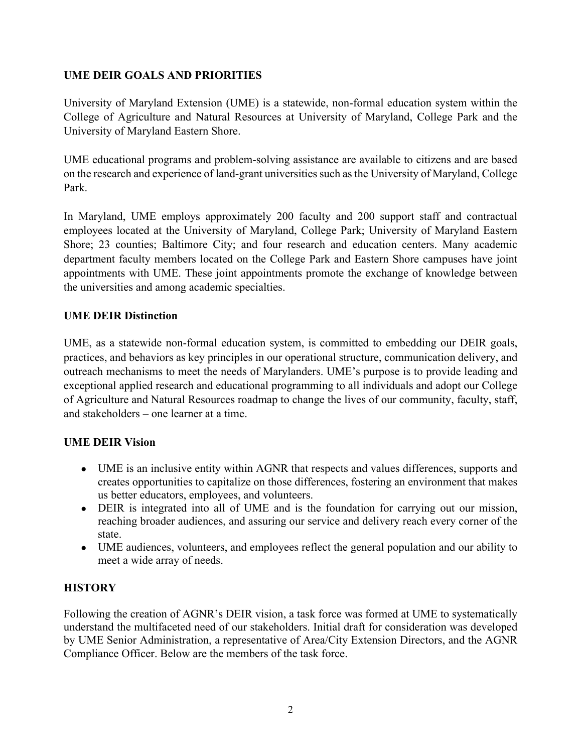## UME DEIR GOALS AND PRIORITIES

University of Maryland Extension (UME) is a statewide, non-formal education system within the College of Agriculture and Natural Resources at University of Maryland, College Park and the University of Maryland Eastern Shore.

UME educational programs and problem-solving assistance are available to citizens and are based on the research and experience of land-grant universities such as the University of Maryland, College Park.

In Maryland, UME employs approximately 200 faculty and 200 support staff and contractual employees located at the University of Maryland, College Park; University of Maryland Eastern Shore; 23 counties; Baltimore City; and four research and education centers. Many academic department faculty members located on the College Park and Eastern Shore campuses have joint appointments with UME. These joint appointments promote the exchange of knowledge between the universities and among academic specialties.

### UME DEIR Distinction

UME, as a statewide non-formal education system, is committed to embedding our DEIR goals, practices, and behaviors as key principles in our operational structure, communication delivery, and outreach mechanisms to meet the needs of Marylanders. UME's purpose is to provide leading and exceptional applied research and educational programming to all individuals and adopt our College of Agriculture and Natural Resources roadmap to change the lives of our community, faculty, staff, and stakeholders – one learner at a time.

### UME DEIR Vision

- UME is an inclusive entity within AGNR that respects and values differences, supports and creates opportunities to capitalize on those differences, fostering an environment that makes us better educators, employees, and volunteers.
- DEIR is integrated into all of UME and is the foundation for carrying out our mission, reaching broader audiences, and assuring our service and delivery reach every corner of the state.
- UME audiences, volunteers, and employees reflect the general population and our ability to meet a wide array of needs.

## HISTORY

Following the creation of AGNR's DEIR vision, a task force was formed at UME to systematically understand the multifaceted need of our stakeholders. Initial draft for consideration was developed by UME Senior Administration, a representative of Area/City Extension Directors, and the AGNR Compliance Officer. Below are the members of the task force.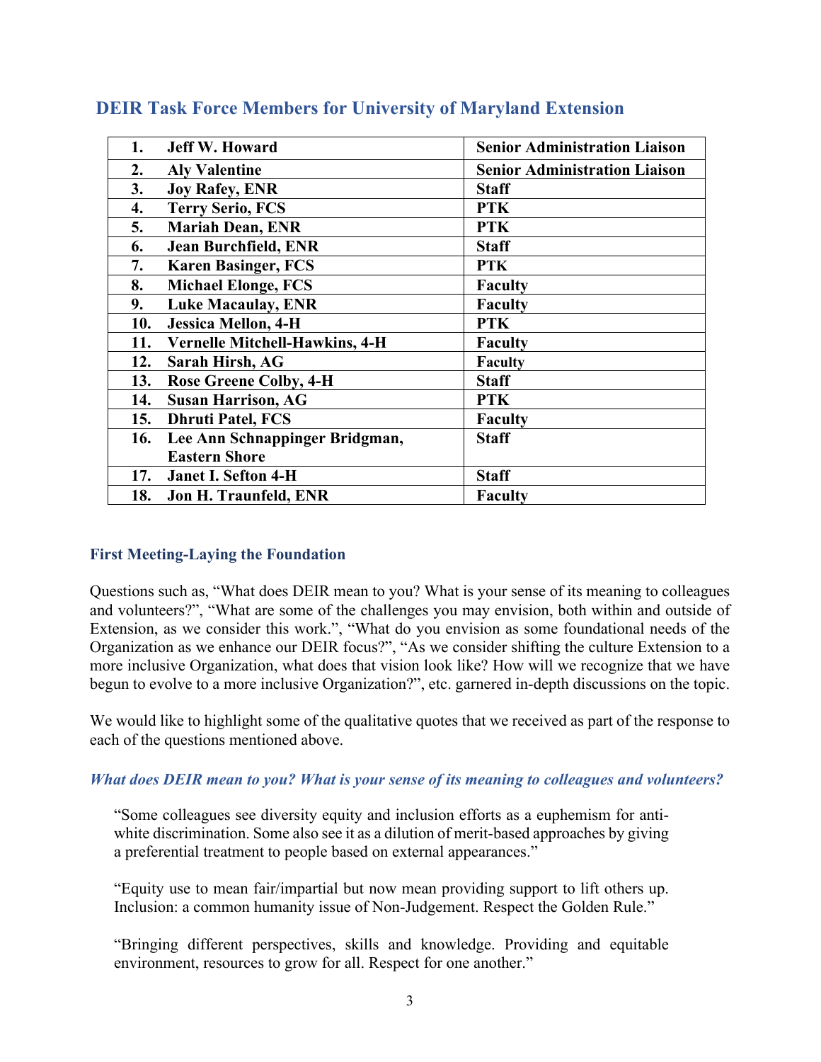## DEIR Task Force Members for University of Maryland Extension

| | Name | Role |
|---|---|---|
| 1. | **Jeff W. Howard** | **Senior Administration Liaison** |
| 2. | **Aly Valentine** | **Senior Administration Liaison** |
| 3. | **Joy Rafey, ENR** | **Staff** |
| 4. | **Terry Serio, FCS** | **PTK** |
| 5. | **Mariah Dean, ENR** | **PTK** |
| 6. | **Jean Burchfield, ENR** | **Staff** |
| 7. | **Karen Basinger, FCS** | **PTK** |
| 8. | **Michael Elonge, FCS** | **Faculty** |
| 9. | **Luke Macaulay, ENR** | **Faculty** |
| 10. | **Jessica Mellon, 4-H** | **PTK** |
| 11. | **Vernelle Mitchell-Hawkins, 4-H** | **Faculty** |
| 12. | **Sarah Hirsh, AG** | **Faculty** |
| 13. | **Rose Greene Colby, 4-H** | **Staff** |
| 14. | **Susan Harrison, AG** | **PTK** |
| 15. | **Dhruti Patel, FCS** | **Faculty** |
| 16. | **Lee Ann Schnappinger Bridgman, Eastern Shore** | **Staff** |
| 17. | **Janet I. Sefton 4-H** | **Staff** |
| 18. | **Jon H. Traunfeld, ENR** | **Faculty** |

### First Meeting-Laying the Foundation

Questions such as, "What does DEIR mean to you? What is your sense of its meaning to colleagues and volunteers?", "What are some of the challenges you may envision, both within and outside of Extension, as we consider this work.", "What do you envision as some foundational needs of the Organization as we enhance our DEIR focus?", "As we consider shifting the culture Extension to a more inclusive Organization, what does that vision look like? How will we recognize that we have begun to evolve to a more inclusive Organization?", etc. garnered in-depth discussions on the topic.

We would like to highlight some of the qualitative quotes that we received as part of the response to each of the questions mentioned above.

#### *What does DEIR mean to you? What is your sense of its meaning to colleagues and volunteers?*

> "Some colleagues see diversity equity and inclusion efforts as a euphemism for anti-white discrimination. Some also see it as a dilution of merit-based approaches by giving a preferential treatment to people based on external appearances."

> "Equity use to mean fair/impartial but now mean providing support to lift others up. Inclusion: a common humanity issue of Non-Judgement. Respect the Golden Rule."

> "Bringing different perspectives, skills and knowledge. Providing and equitable environment, resources to grow for all. Respect for one another."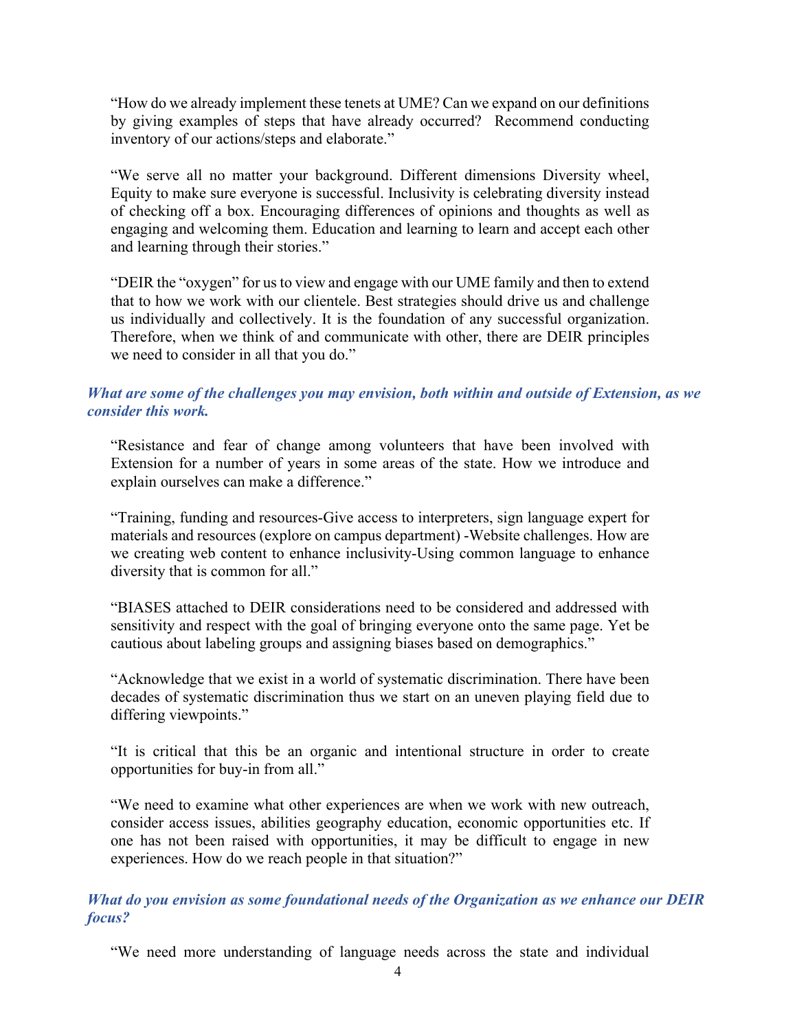"How do we already implement these tenets at UME? Can we expand on our definitions by giving examples of steps that have already occurred? Recommend conducting inventory of our actions/steps and elaborate."

"We serve all no matter your background. Different dimensions Diversity wheel, Equity to make sure everyone is successful. Inclusivity is celebrating diversity instead of checking off a box. Encouraging differences of opinions and thoughts as well as engaging and welcoming them. Education and learning to learn and accept each other and learning through their stories."

"DEIR the "oxygen" for us to view and engage with our UME family and then to extend that to how we work with our clientele. Best strategies should drive us and challenge us individually and collectively. It is the foundation of any successful organization. Therefore, when we think of and communicate with other, there are DEIR principles we need to consider in all that you do."

***What are some of the challenges you may envision, both within and outside of Extension, as we consider this work.***

"Resistance and fear of change among volunteers that have been involved with Extension for a number of years in some areas of the state. How we introduce and explain ourselves can make a difference."

"Training, funding and resources-Give access to interpreters, sign language expert for materials and resources (explore on campus department) -Website challenges. How are we creating web content to enhance inclusivity-Using common language to enhance diversity that is common for all."

"BIASES attached to DEIR considerations need to be considered and addressed with sensitivity and respect with the goal of bringing everyone onto the same page. Yet be cautious about labeling groups and assigning biases based on demographics."

"Acknowledge that we exist in a world of systematic discrimination. There have been decades of systematic discrimination thus we start on an uneven playing field due to differing viewpoints."

"It is critical that this be an organic and intentional structure in order to create opportunities for buy-in from all."

"We need to examine what other experiences are when we work with new outreach, consider access issues, abilities geography education, economic opportunities etc. If one has not been raised with opportunities, it may be difficult to engage in new experiences. How do we reach people in that situation?"

***What do you envision as some foundational needs of the Organization as we enhance our DEIR focus?***

"We need more understanding of language needs across the state and individual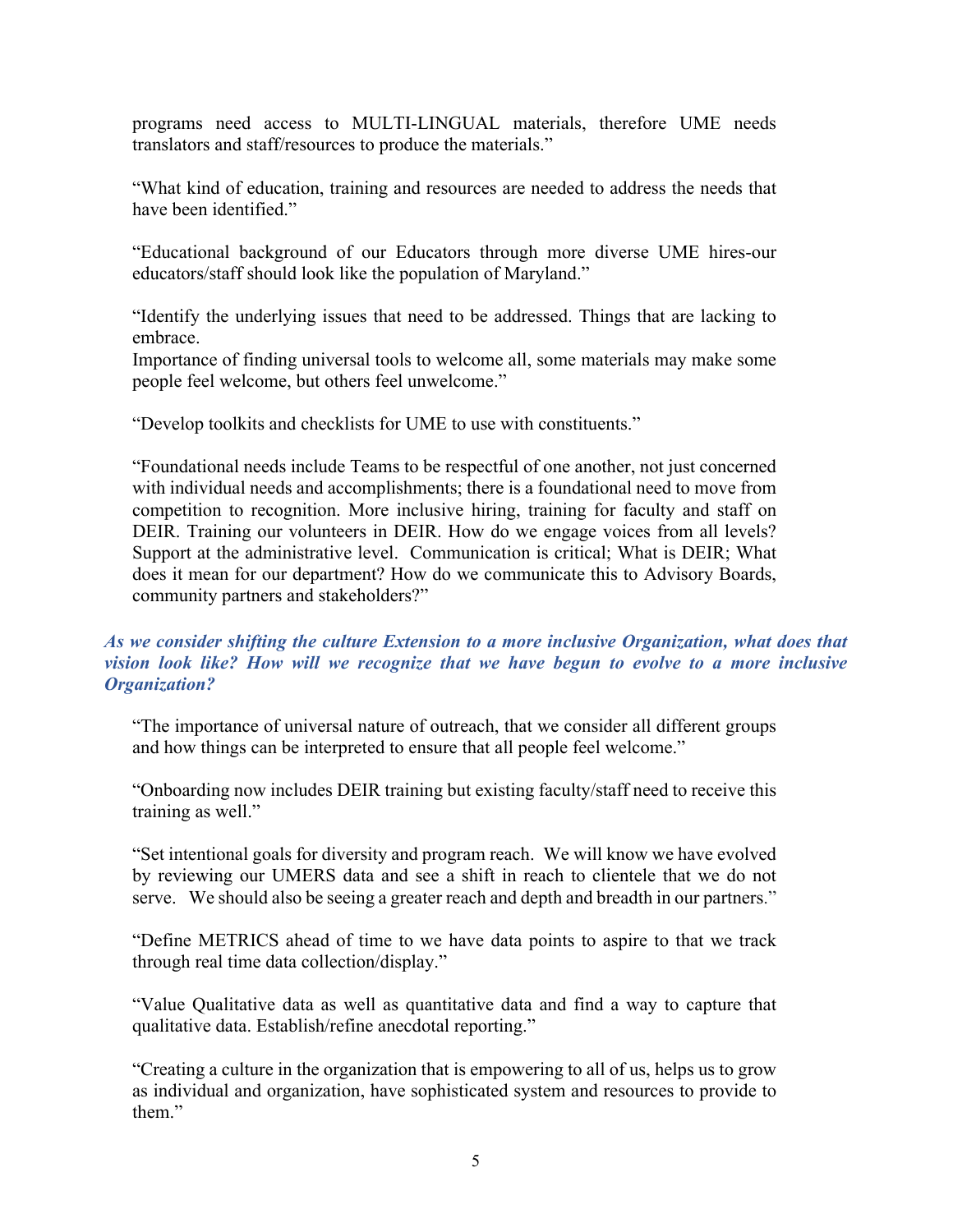programs need access to MULTI-LINGUAL materials, therefore UME needs translators and staff/resources to produce the materials."

"What kind of education, training and resources are needed to address the needs that have been identified."

"Educational background of our Educators through more diverse UME hires-our educators/staff should look like the population of Maryland."

"Identify the underlying issues that need to be addressed. Things that are lacking to embrace.
Importance of finding universal tools to welcome all, some materials may make some people feel welcome, but others feel unwelcome."

"Develop toolkits and checklists for UME to use with constituents."

"Foundational needs include Teams to be respectful of one another, not just concerned with individual needs and accomplishments; there is a foundational need to move from competition to recognition. More inclusive hiring, training for faculty and staff on DEIR. Training our volunteers in DEIR. How do we engage voices from all levels? Support at the administrative level. Communication is critical; What is DEIR; What does it mean for our department? How do we communicate this to Advisory Boards, community partners and stakeholders?"

***As we consider shifting the culture Extension to a more inclusive Organization, what does that vision look like? How will we recognize that we have begun to evolve to a more inclusive Organization?***

"The importance of universal nature of outreach, that we consider all different groups and how things can be interpreted to ensure that all people feel welcome."

"Onboarding now includes DEIR training but existing faculty/staff need to receive this training as well."

"Set intentional goals for diversity and program reach. We will know we have evolved by reviewing our UMERS data and see a shift in reach to clientele that we do not serve. We should also be seeing a greater reach and depth and breadth in our partners."

"Define METRICS ahead of time to we have data points to aspire to that we track through real time data collection/display."

"Value Qualitative data as well as quantitative data and find a way to capture that qualitative data. Establish/refine anecdotal reporting."

"Creating a culture in the organization that is empowering to all of us, helps us to grow as individual and organization, have sophisticated system and resources to provide to them."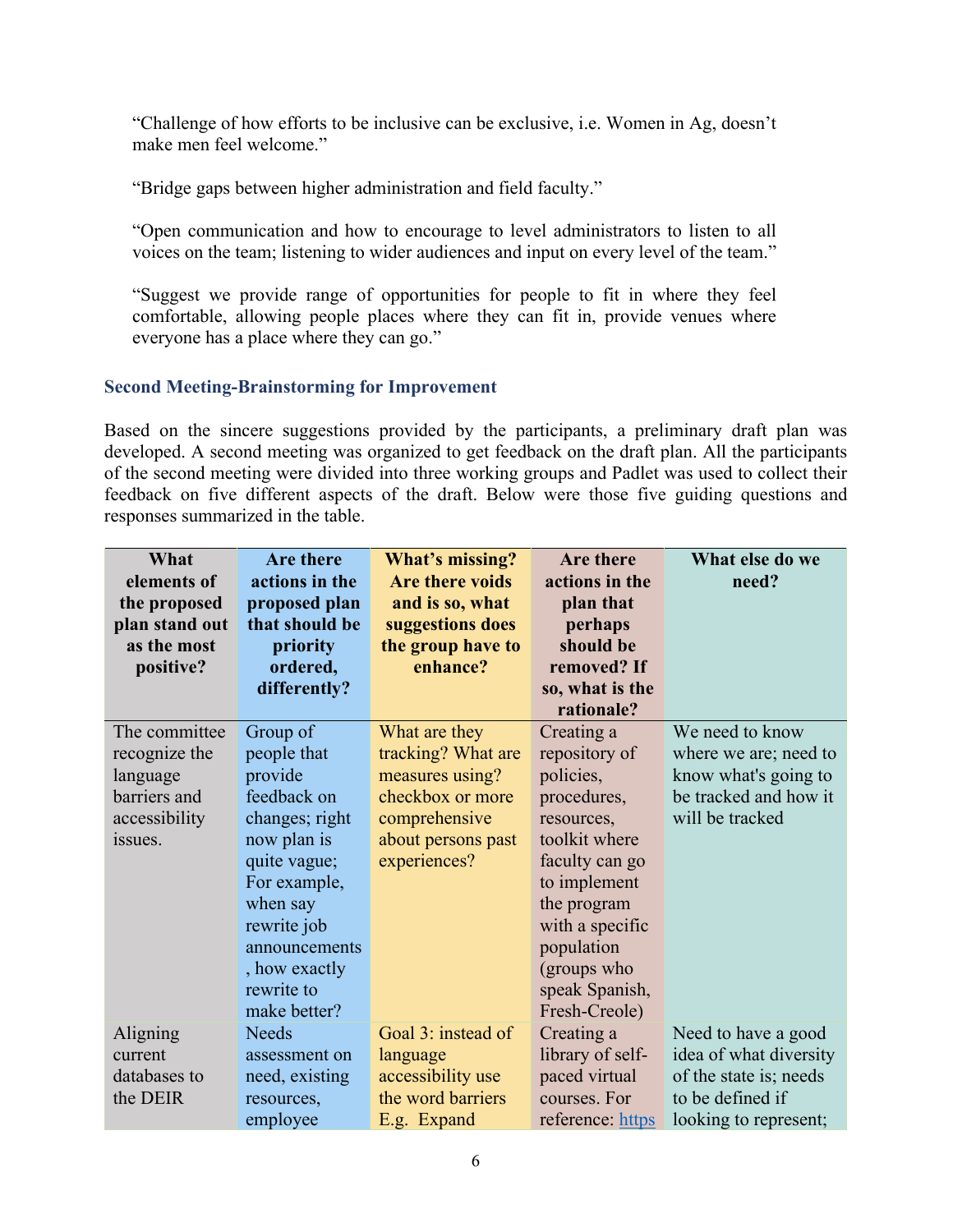"Challenge of how efforts to be inclusive can be exclusive, i.e. Women in Ag, doesn't make men feel welcome."

"Bridge gaps between higher administration and field faculty."

"Open communication and how to encourage to level administrators to listen to all voices on the team; listening to wider audiences and input on every level of the team."

"Suggest we provide range of opportunities for people to fit in where they feel comfortable, allowing people places where they can fit in, provide venues where everyone has a place where they can go."

### Second Meeting-Brainstorming for Improvement

Based on the sincere suggestions provided by the participants, a preliminary draft plan was developed. A second meeting was organized to get feedback on the draft plan. All the participants of the second meeting were divided into three working groups and Padlet was used to collect their feedback on five different aspects of the draft. Below were those five guiding questions and responses summarized in the table.

| What elements of the proposed plan stand out as the most positive? | Are there actions in the proposed plan that should be priority ordered, differently? | What's missing? Are there voids and is so, what suggestions does the group have to enhance? | Are there actions in the plan that perhaps should be removed? If so, what is the rationale? | What else do we need? |
|---|---|---|---|---|
| The committee recognize the language barriers and accessibility issues. | Group of people that provide feedback on changes; right now plan is quite vague; For example, when say rewrite job announcements, how exactly rewrite to make better? | What are they tracking? What are measures using? checkbox or more comprehensive about persons past experiences? | Creating a repository of policies, procedures, resources, toolkit where faculty can go to implement the program with a specific population (groups who speak Spanish, Fresh-Creole) | We need to know where we are; need to know what's going to be tracked and how it will be tracked |
| Aligning current databases to the DEIR | Needs assessment on need, existing resources, employee | Goal 3: instead of language accessibility use the word barriers E.g. Expand | Creating a library of self-paced virtual courses. For reference: https | Need to have a good idea of what diversity of the state is; needs to be defined if looking to represent; |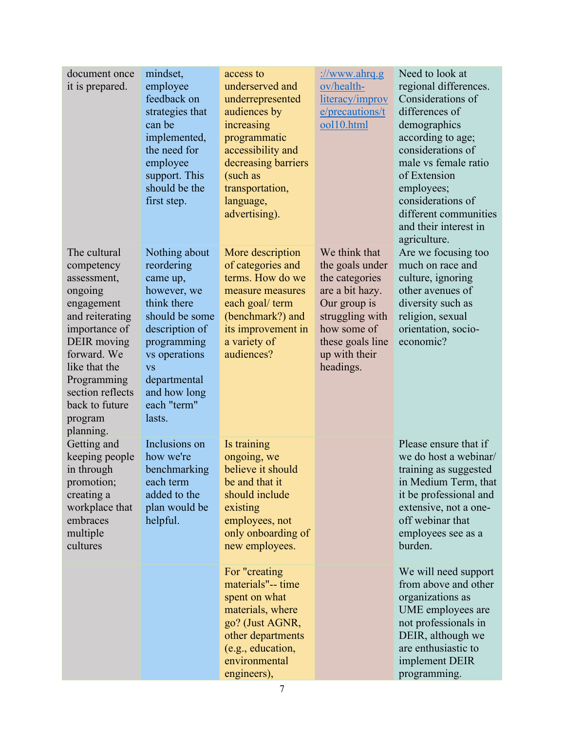| | | | | |
|---|---|---|---|---|
| document once it is prepared. | mindset, employee feedback on strategies that can be implemented, the need for employee support. This should be the first step. | access to underserved and underrepresented audiences by increasing programmatic accessibility and decreasing barriers (such as transportation, language, advertising). | ://www.ahrq.gov/health-literacy/improve/precautions/tool10.html | Need to look at regional differences. Considerations of differences of demographics according to age; considerations of male vs female ratio of Extension employees; considerations of different communities and their interest in agriculture. |
| The cultural competency assessment, ongoing engagement and reiterating importance of DEIR moving forward. We like that the Programming section reflects back to future program planning. | Nothing about reordering came up, however, we think there should be some description of programming vs operations vs departmental and how long each "term" lasts. | More description of categories and terms. How do we measure measures each goal/ term (benchmark?) and its improvement in a variety of audiences? | We think that the goals under the categories are a bit hazy. Our group is struggling with how some of these goals line up with their headings. | Are we focusing too much on race and culture, ignoring other avenues of diversity such as religion, sexual orientation, socio-economic? |
| Getting and keeping people in through promotion; creating a workplace that embraces multiple cultures | Inclusions on how we're benchmarking each term added to the plan would be helpful. | Is training ongoing, we believe it should be and that it should include existing employees, not only onboarding of new employees. | | Please ensure that if we do host a webinar/ training as suggested in Medium Term, that it be professional and extensive, not a one-off webinar that employees see as a burden. |
| | | For "creating materials"-- time spent on what materials, where go? (Just AGNR, other departments (e.g., education, environmental engineers), | | We will need support from above and other organizations as UME employees are not professionals in DEIR, although we are enthusiastic to implement DEIR programming. |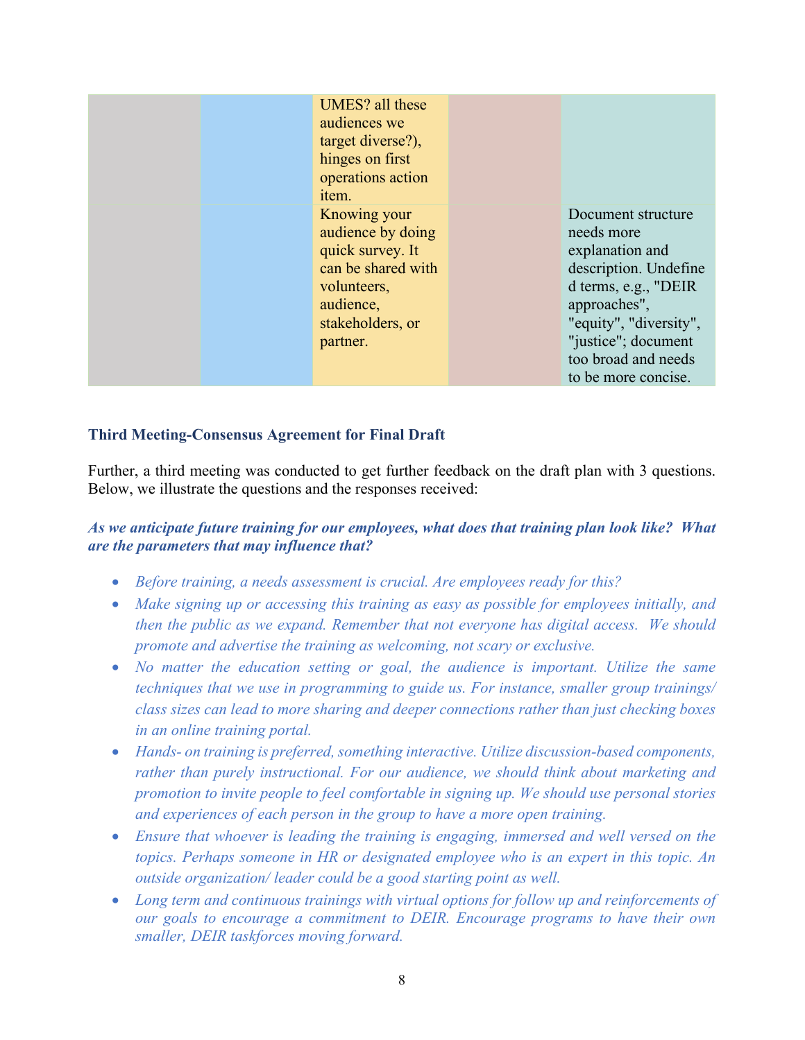| | | | | |
|---|---|---|---|---|
| | | UMES? all these audiences we target diverse?), hinges on first operations action item. | | |
| | | Knowing your audience by doing quick survey. It can be shared with volunteers, audience, stakeholders, or partner. | | Document structure needs more explanation and description. Undefined terms, e.g., "DEIR approaches", "equity", "diversity", "justice"; document too broad and needs to be more concise. |

### Third Meeting-Consensus Agreement for Final Draft

Further, a third meeting was conducted to get further feedback on the draft plan with 3 questions. Below, we illustrate the questions and the responses received:

***As we anticipate future training for our employees, what does that training plan look like? What are the parameters that may influence that?***

- *Before training, a needs assessment is crucial. Are employees ready for this?*
- *Make signing up or accessing this training as easy as possible for employees initially, and then the public as we expand. Remember that not everyone has digital access. We should promote and advertise the training as welcoming, not scary or exclusive.*
- *No matter the education setting or goal, the audience is important. Utilize the same techniques that we use in programming to guide us. For instance, smaller group trainings/ class sizes can lead to more sharing and deeper connections rather than just checking boxes in an online training portal.*
- *Hands- on training is preferred, something interactive. Utilize discussion-based components, rather than purely instructional. For our audience, we should think about marketing and promotion to invite people to feel comfortable in signing up. We should use personal stories and experiences of each person in the group to have a more open training.*
- *Ensure that whoever is leading the training is engaging, immersed and well versed on the topics. Perhaps someone in HR or designated employee who is an expert in this topic. An outside organization/ leader could be a good starting point as well.*
- *Long term and continuous trainings with virtual options for follow up and reinforcements of our goals to encourage a commitment to DEIR. Encourage programs to have their own smaller, DEIR taskforces moving forward.*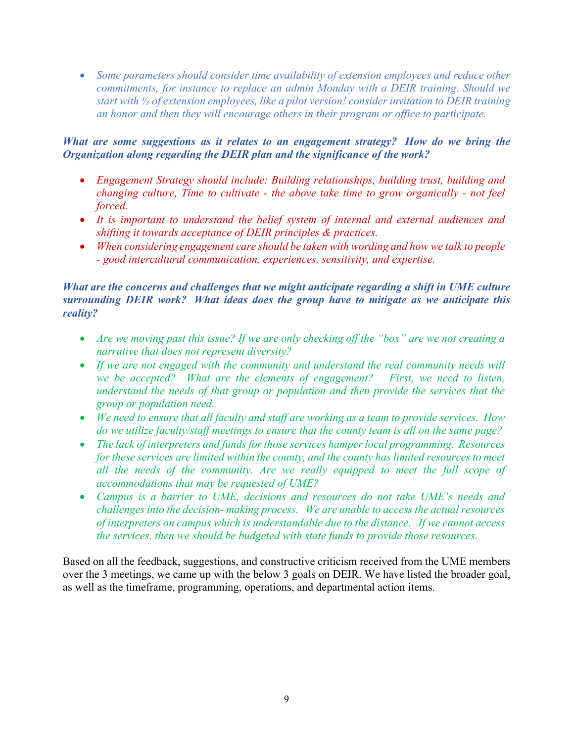- *Some parameters should consider time availability of extension employees and reduce other commitments, for instance to replace an admin Monday with a DEIR training. Should we start with ⅓ of extension employees, like a pilot version! consider invitation to DEIR training an honor and then they will encourage others in their program or office to participate.*

***What are some suggestions as it relates to an engagement strategy? How do we bring the Organization along regarding the DEIR plan and the significance of the work?***

- *Engagement Strategy should include: Building relationships, building trust, building and changing culture, Time to cultivate - the above take time to grow organically - not feel forced.*
- *It is important to understand the belief system of internal and external audiences and shifting it towards acceptance of DEIR principles & practices.*
- *When considering engagement care should be taken with wording and how we talk to people - good intercultural communication, experiences, sensitivity, and expertise.*

***What are the concerns and challenges that we might anticipate regarding a shift in UME culture surrounding DEIR work? What ideas does the group have to mitigate as we anticipate this reality?***

- *Are we moving past this issue? If we are only checking off the "box" are we not creating a narrative that does not represent diversity?*
- *If we are not engaged with the community and understand the real community needs will we be accepted? What are the elements of engagement? First, we need to listen, understand the needs of that group or population and then provide the services that the group or population need.*
- *We need to ensure that all faculty and staff are working as a team to provide services. How do we utilize faculty/staff meetings to ensure that the county team is all on the same page?*
- *The lack of interpreters and funds for those services hamper local programming. Resources for these services are limited within the county, and the county has limited resources to meet all the needs of the community. Are we really equipped to meet the full scope of accommodations that may be requested of UME?*
- *Campus is a barrier to UME, decisions and resources do not take UME's needs and challenges into the decision- making process. We are unable to access the actual resources of interpreters on campus which is understandable due to the distance. If we cannot access the services, then we should be budgeted with state funds to provide those resources.*

Based on all the feedback, suggestions, and constructive criticism received from the UME members over the 3 meetings, we came up with the below 3 goals on DEIR. We have listed the broader goal, as well as the timeframe, programming, operations, and departmental action items.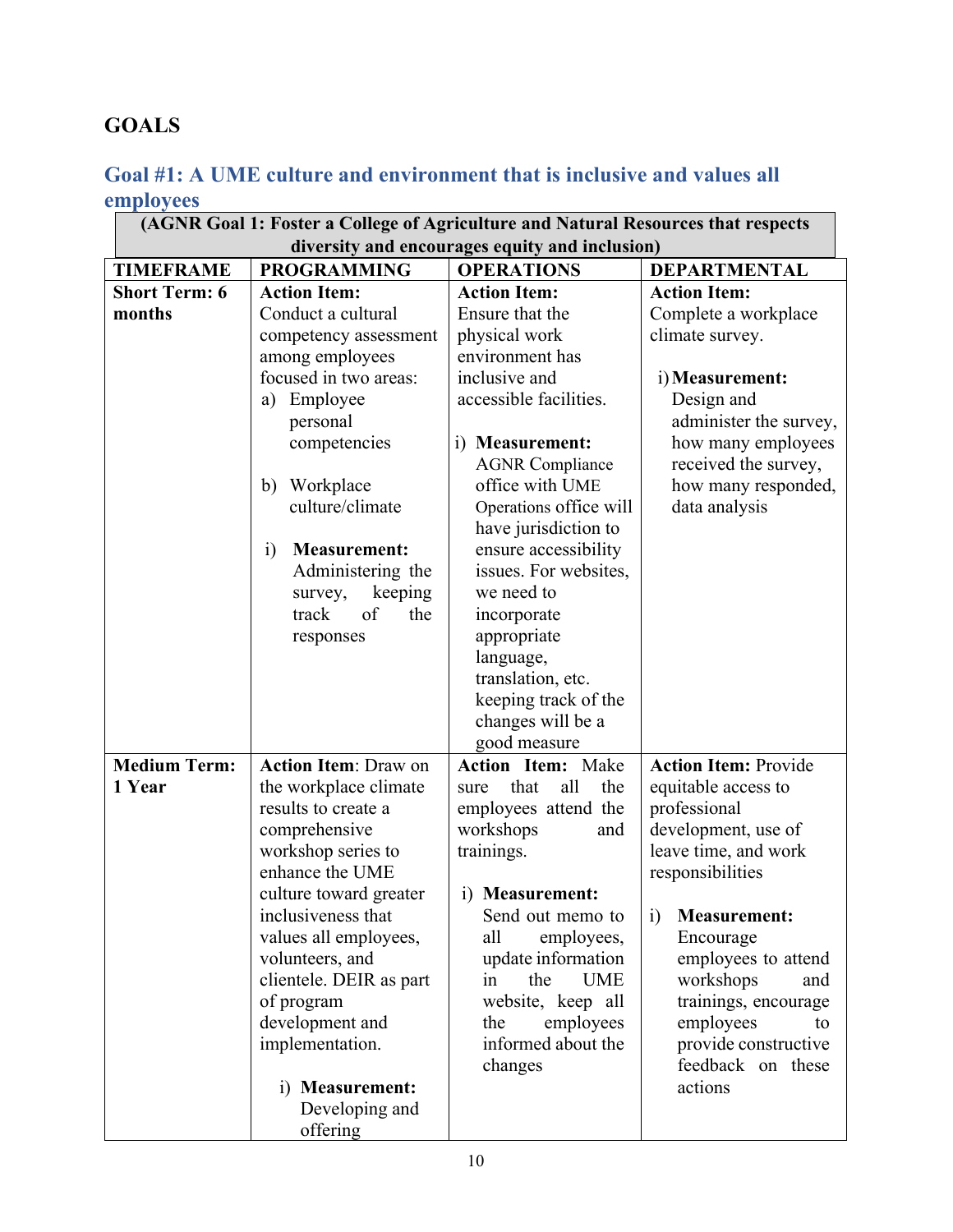## GOALS

### Goal #1: A UME culture and environment that is inclusive and values all employees

| (AGNR Goal 1: Foster a College of Agriculture and Natural Resources that respects diversity and encourages equity and inclusion) | | | |
|---|---|---|---|
| **TIMEFRAME** | **PROGRAMMING** | **OPERATIONS** | **DEPARTMENTAL** |
| **Short Term: 6 months** | **Action Item:** Conduct a cultural competency assessment among employees focused in two areas: a) Employee personal competencies b) Workplace culture/climate i) **Measurement:** Administering the survey, keeping track of the responses | **Action Item:** Ensure that the physical work environment has inclusive and accessible facilities. i) **Measurement:** AGNR Compliance office with UME Operations office will have jurisdiction to ensure accessibility issues. For websites, we need to incorporate appropriate language, translation, etc. keeping track of the changes will be a good measure | **Action Item:** Complete a workplace climate survey. i) **Measurement:** Design and administer the survey, how many employees received the survey, how many responded, data analysis |
| **Medium Term: 1 Year** | **Action Item**: Draw on the workplace climate results to create a comprehensive workshop series to enhance the UME culture toward greater inclusiveness that values all employees, volunteers, and clientele. DEIR as part of program development and implementation. i) **Measurement:** Developing and offering | **Action Item:** Make sure that all the employees attend the workshops and trainings. i) **Measurement:** Send out memo to all employees, update information in the UME website, keep all the employees informed about the changes | **Action Item:** Provide equitable access to professional development, use of leave time, and work responsibilities i) **Measurement:** Encourage employees to attend workshops and trainings, encourage employees to provide constructive feedback on these actions |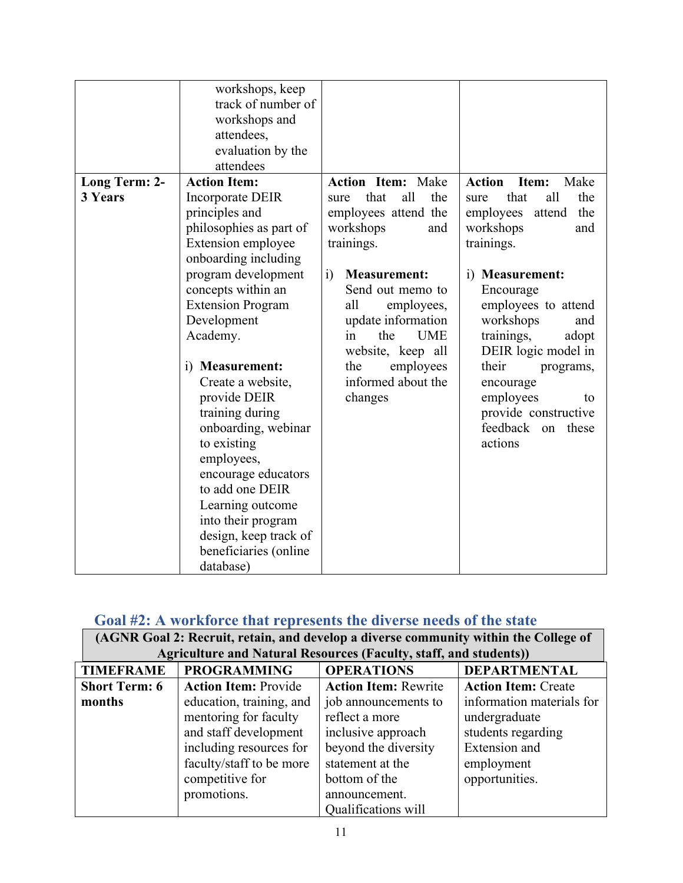| | | | |
|---|---|---|---|
| | workshops, keep track of number of workshops and attendees, evaluation by the attendees | | |
| **Long Term: 2-3 Years** | **Action Item:** Incorporate DEIR principles and philosophies as part of Extension employee onboarding including program development concepts within an Extension Program Development Academy.<br><br>i) **Measurement:** Create a website, provide DEIR training during onboarding, webinar to existing employees, encourage educators to add one DEIR Learning outcome into their program design, keep track of beneficiaries (online database) | **Action Item:** Make sure that all the employees attend the workshops and trainings.<br><br>i) **Measurement:** Send out memo to all employees, update information in the UME website, keep all the employees informed about the changes | **Action Item:** Make sure that all the employees attend the workshops and trainings.<br><br>i) **Measurement:** Encourage employees to attend workshops and trainings, adopt DEIR logic model in their programs, encourage employees to provide constructive feedback on these actions |

## Goal #2: A workforce that represents the diverse needs of the state

**(AGNR Goal 2: Recruit, retain, and develop a diverse community within the College of Agriculture and Natural Resources (Faculty, staff, and students))**

| TIMEFRAME | PROGRAMMING | OPERATIONS | DEPARTMENTAL |
|---|---|---|---|
| **Short Term: 6 months** | **Action Item:** Provide education, training, and mentoring for faculty and staff development including resources for faculty/staff to be more competitive for promotions. | **Action Item:** Rewrite job announcements to reflect a more inclusive approach beyond the diversity statement at the bottom of the announcement. Qualifications will | **Action Item:** Create information materials for undergraduate students regarding Extension and employment opportunities. |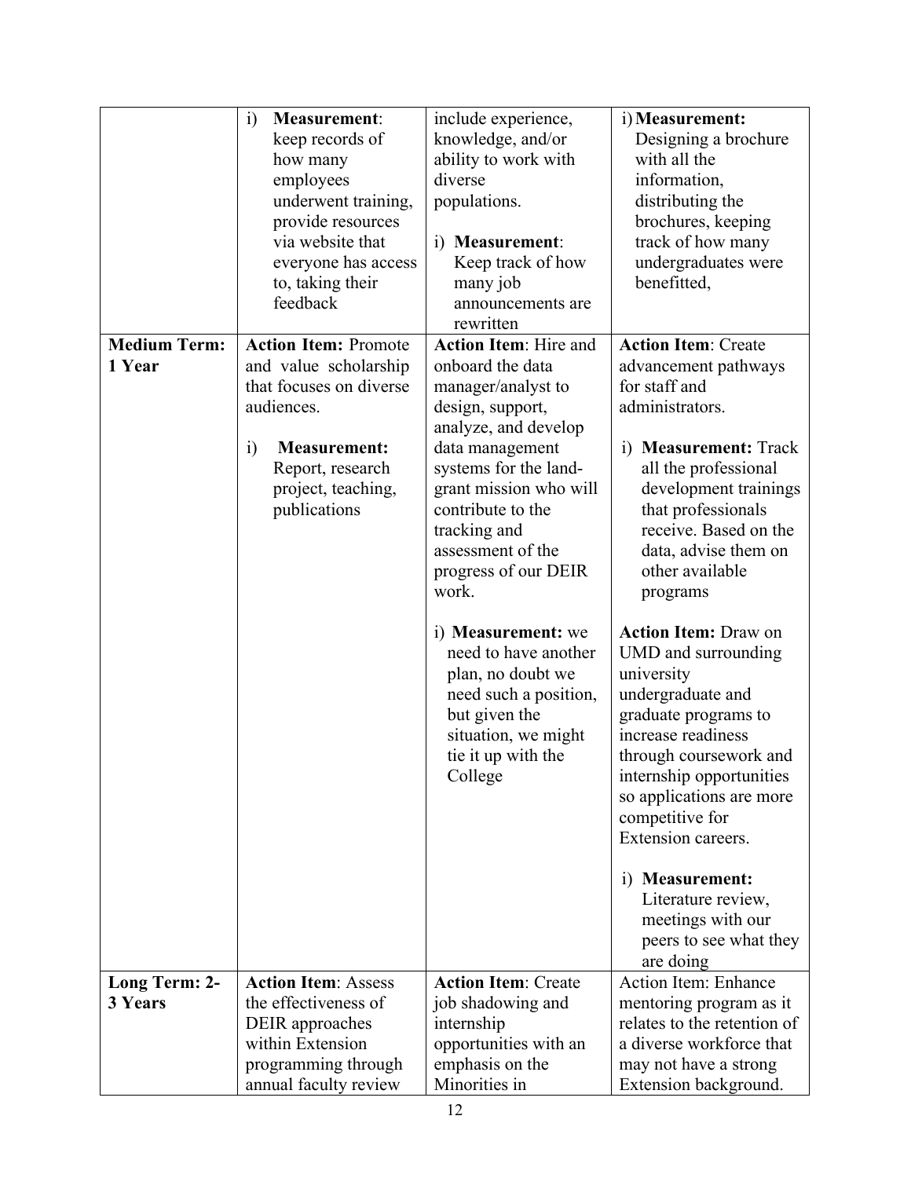| | | | |
|---|---|---|---|
| | i) **Measurement**: keep records of how many employees underwent training, provide resources via website that everyone has access to, taking their feedback | include experience, knowledge, and/or ability to work with diverse populations.<br><br>i) **Measurement**: Keep track of how many job announcements are rewritten | i) **Measurement:** Designing a brochure with all the information, distributing the brochures, keeping track of how many undergraduates were benefitted, |
| **Medium Term: 1 Year** | **Action Item:** Promote and value scholarship that focuses on diverse audiences.<br><br>i) **Measurement:** Report, research project, teaching, publications | **Action Item**: Hire and onboard the data manager/analyst to design, support, analyze, and develop data management systems for the land-grant mission who will contribute to the tracking and assessment of the progress of our DEIR work.<br><br>i) **Measurement:** we need to have another plan, no doubt we need such a position, but given the situation, we might tie it up with the College | **Action Item**: Create advancement pathways for staff and administrators.<br><br>i) **Measurement:** Track all the professional development trainings that professionals receive. Based on the data, advise them on other available programs<br><br>**Action Item:** Draw on UMD and surrounding university undergraduate and graduate programs to increase readiness through coursework and internship opportunities so applications are more competitive for Extension careers.<br><br>i) **Measurement:** Literature review, meetings with our peers to see what they are doing |
| **Long Term: 2-3 Years** | **Action Item**: Assess the effectiveness of DEIR approaches within Extension programming through annual faculty review | **Action Item**: Create job shadowing and internship opportunities with an emphasis on the Minorities in | Action Item: Enhance mentoring program as it relates to the retention of a diverse workforce that may not have a strong Extension background. |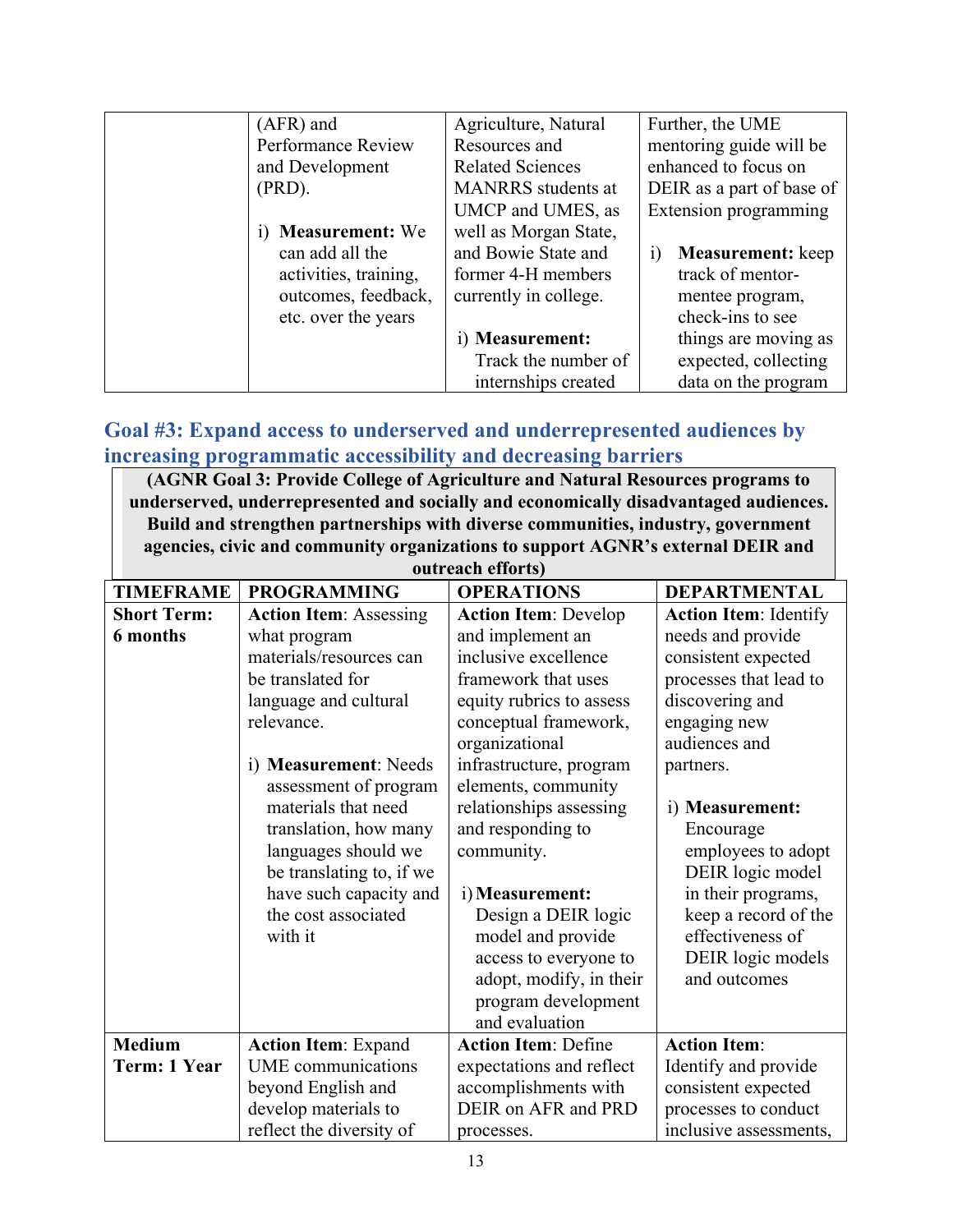| | (AFR) and Performance Review and Development (PRD).<br><br>i) **Measurement:** We can add all the activities, training, outcomes, feedback, etc. over the years | Agriculture, Natural Resources and Related Sciences MANRRS students at UMCP and UMES, as well as Morgan State, and Bowie State and former 4-H members currently in college.<br><br>i) **Measurement:** Track the number of internships created | Further, the UME mentoring guide will be enhanced to focus on DEIR as a part of base of Extension programming<br><br>i) **Measurement:** keep track of mentor-mentee program, check-ins to see things are moving as expected, collecting data on the program |
|---|---|---|---|

## Goal #3: Expand access to underserved and underrepresented audiences by increasing programmatic accessibility and decreasing barriers

**(AGNR Goal 3: Provide College of Agriculture and Natural Resources programs to underserved, underrepresented and socially and economically disadvantaged audiences. Build and strengthen partnerships with diverse communities, industry, government agencies, civic and community organizations to support AGNR's external DEIR and outreach efforts)**

| TIMEFRAME | PROGRAMMING | OPERATIONS | DEPARTMENTAL |
|---|---|---|---|
| **Short Term: 6 months** | **Action Item**: Assessing what program materials/resources can be translated for language and cultural relevance.<br><br>i) **Measurement**: Needs assessment of program materials that need translation, how many languages should we be translating to, if we have such capacity and the cost associated with it | **Action Item**: Develop and implement an inclusive excellence framework that uses equity rubrics to assess conceptual framework, organizational infrastructure, program elements, community relationships assessing and responding to community.<br><br>i) **Measurement:** Design a DEIR logic model and provide access to everyone to adopt, modify, in their program development and evaluation | **Action Item**: Identify needs and provide consistent expected processes that lead to discovering and engaging new audiences and partners.<br><br>i) **Measurement:** Encourage employees to adopt DEIR logic model in their programs, keep a record of the effectiveness of DEIR logic models and outcomes |
| **Medium Term: 1 Year** | **Action Item**: Expand UME communications beyond English and develop materials to reflect the diversity of | **Action Item**: Define expectations and reflect accomplishments with DEIR on AFR and PRD processes. | **Action Item**: Identify and provide consistent expected processes to conduct inclusive assessments, |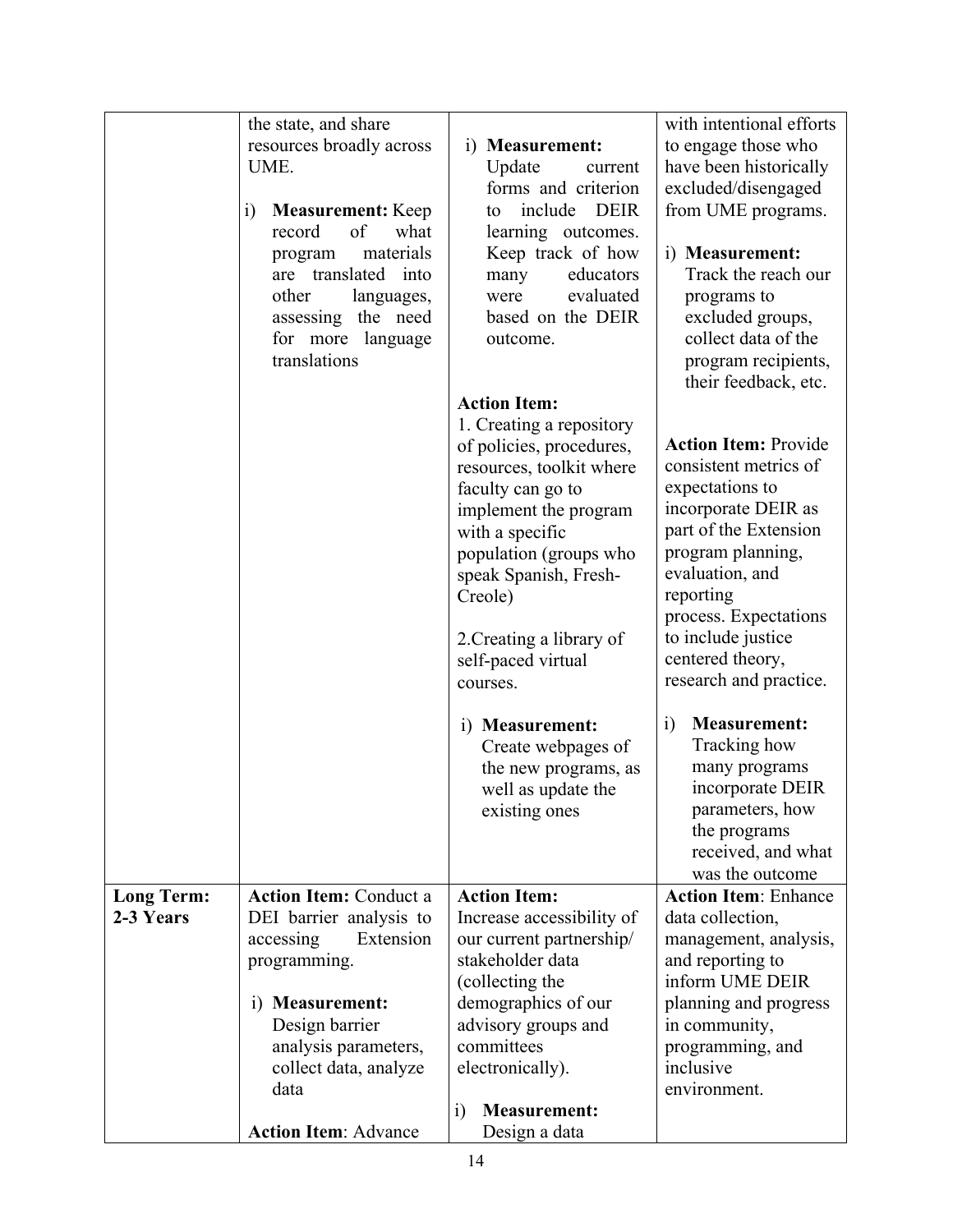| | | | |
|---|---|---|---|
| | the state, and share resources broadly across UME.<br><br>i) **Measurement:** Keep record of what program materials are translated into other languages, assessing the need for more language translations | i) **Measurement:** Update current forms and criterion to include DEIR learning outcomes. Keep track of how many educators were evaluated based on the DEIR outcome.<br><br>**Action Item:**<br>1. Creating a repository of policies, procedures, resources, toolkit where faculty can go to implement the program with a specific population (groups who speak Spanish, Fresh-Creole)<br><br>2.Creating a library of self-paced virtual courses.<br><br>i) **Measurement:** Create webpages of the new programs, as well as update the existing ones | with intentional efforts to engage those who have been historically excluded/disengaged from UME programs.<br><br>i) **Measurement:** Track the reach our programs to excluded groups, collect data of the program recipients, their feedback, etc.<br><br>**Action Item:** Provide consistent metrics of expectations to incorporate DEIR as part of the Extension program planning, evaluation, and reporting process. Expectations to include justice centered theory, research and practice.<br><br>i) **Measurement:** Tracking how many programs incorporate DEIR parameters, how the programs received, and what was the outcome |
| **Long Term: 2-3 Years** | **Action Item:** Conduct a DEI barrier analysis to accessing Extension programming.<br><br>i) **Measurement:** Design barrier analysis parameters, collect data, analyze data<br><br>**Action Item**: Advance | **Action Item:**<br>Increase accessibility of our current partnership/ stakeholder data (collecting the demographics of our advisory groups and committees electronically).<br><br>i) **Measurement:** Design a data | **Action Item**: Enhance data collection, management, analysis, and reporting to inform UME DEIR planning and progress in community, programming, and inclusive environment. |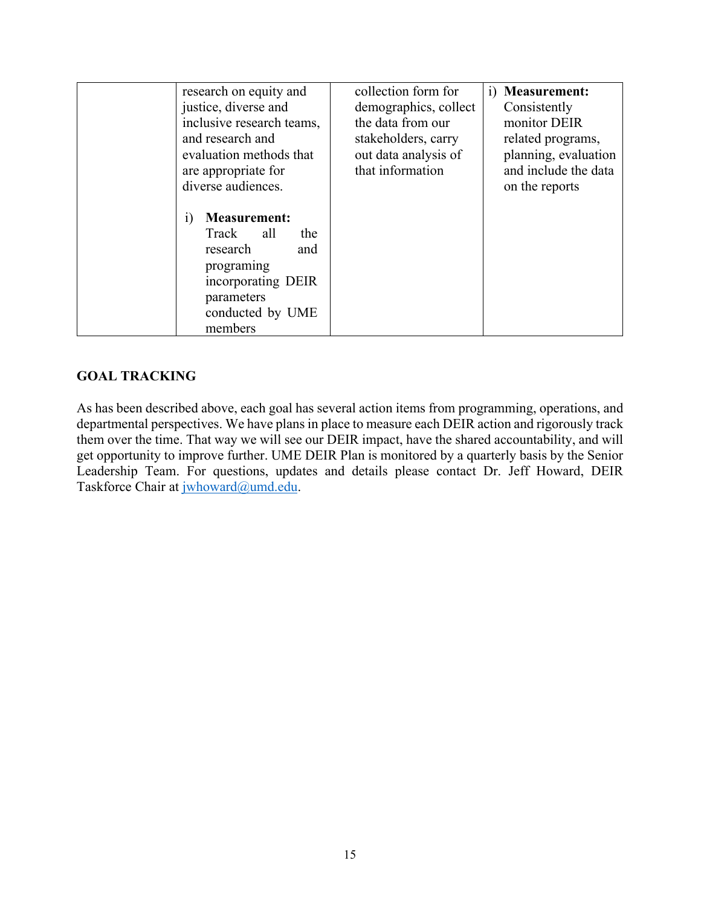| | | | |
|---|---|---|---|
| | research on equity and justice, diverse and inclusive research teams, and research and evaluation methods that are appropriate for diverse audiences.<br><br>i) **Measurement:** Track all the research and programing incorporating DEIR parameters conducted by UME members | collection form for demographics, collect the data from our stakeholders, carry out data analysis of that information | i) **Measurement:** Consistently monitor DEIR related programs, planning, evaluation and include the data on the reports |

**GOAL TRACKING**

As has been described above, each goal has several action items from programming, operations, and departmental perspectives. We have plans in place to measure each DEIR action and rigorously track them over the time. That way we will see our DEIR impact, have the shared accountability, and will get opportunity to improve further. UME DEIR Plan is monitored by a quarterly basis by the Senior Leadership Team. For questions, updates and details please contact Dr. Jeff Howard, DEIR Taskforce Chair at jwhoward@umd.edu.